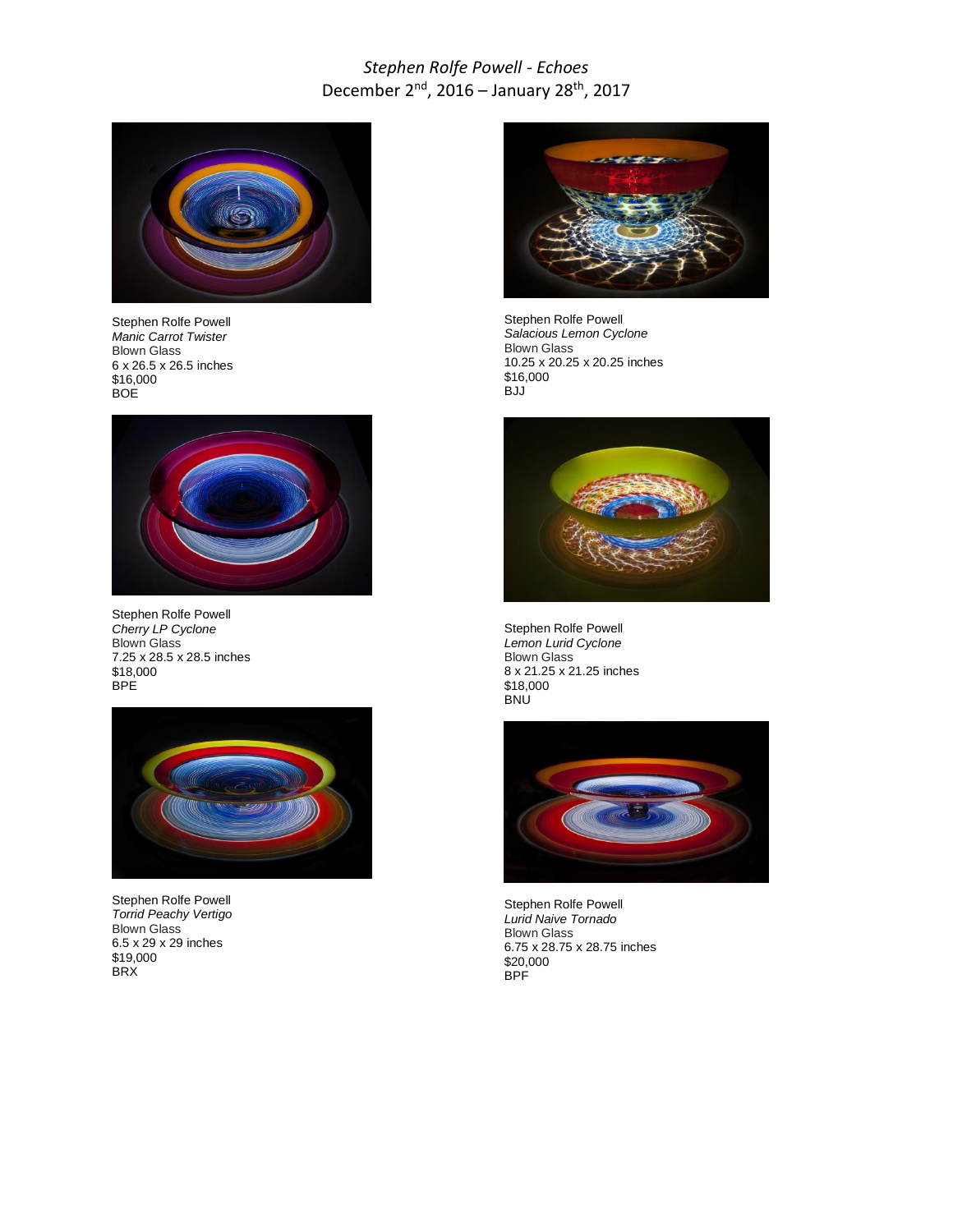# *Stephen Rolfe Powell - Echoes*

December 2nd, 2016 – January 28th, 2017

Stephen Rolfe Powell
*Manic Carrot Twister*
Blown Glass
6 x 26.5 x 26.5 inches
$16,000
BOE

Stephen Rolfe Powell
*Salacious Lemon Cyclone*
Blown Glass
10.25 x 20.25 x 20.25 inches
$16,000
BJJ

Stephen Rolfe Powell
*Cherry LP Cyclone*
Blown Glass
7.25 x 28.5 x 28.5 inches
$18,000
BPE

Stephen Rolfe Powell
*Lemon Lurid Cyclone*
Blown Glass
8 x 21.25 x 21.25 inches
$18,000
BNU

Stephen Rolfe Powell
*Torrid Peachy Vertigo*
Blown Glass
6.5 x 29 x 29 inches
$19,000
BRX

Stephen Rolfe Powell
*Lurid Naive Tornado*
Blown Glass
6.75 x 28.75 x 28.75 inches
$20,000
BPF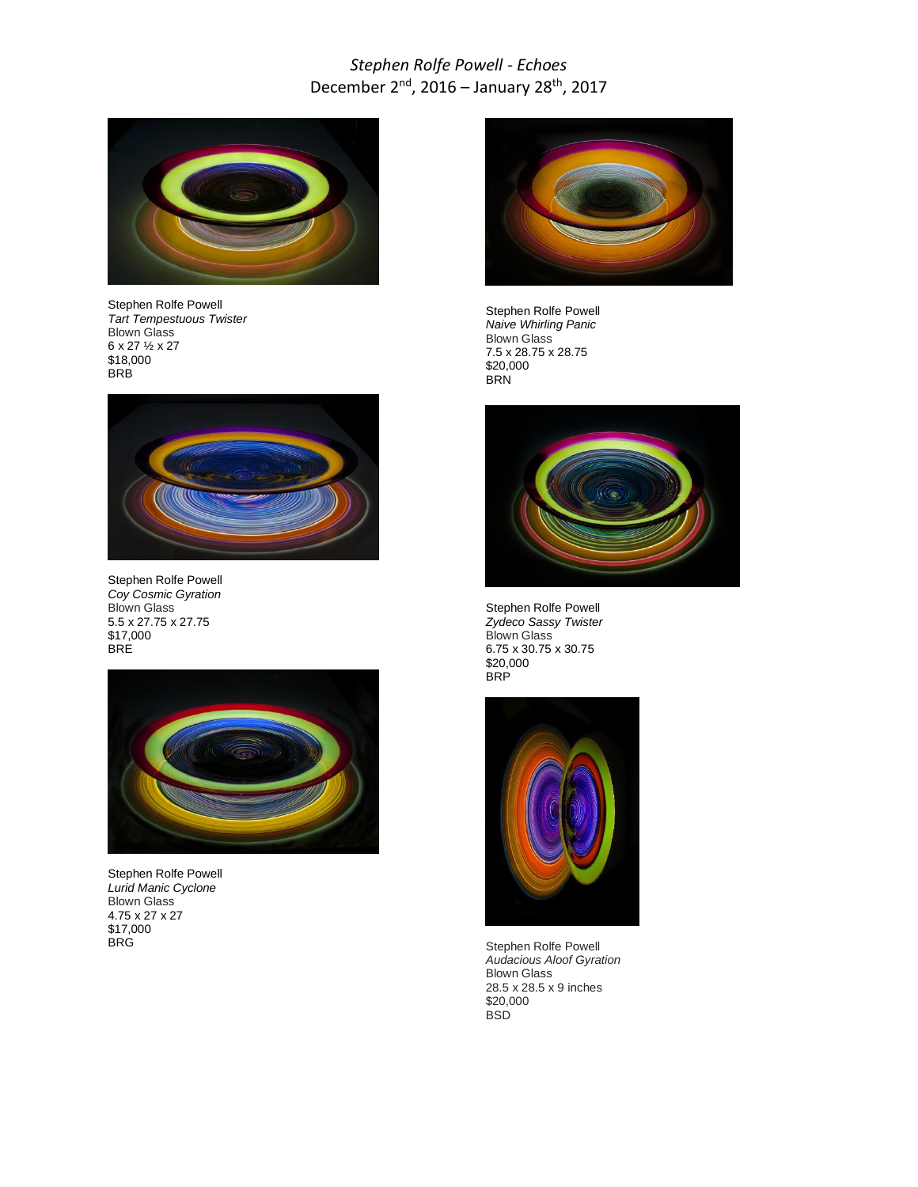*Stephen Rolfe Powell - Echoes*

December 2nd, 2016 – January 28th, 2017

Stephen Rolfe Powell
*Tart Tempestuous Twister*
Blown Glass
6 x 27 ½ x 27
$18,000
BRB

Stephen Rolfe Powell
*Naive Whirling Panic*
Blown Glass
7.5 x 28.75 x 28.75
$20,000
BRN

Stephen Rolfe Powell
*Coy Cosmic Gyration*
Blown Glass
5.5 x 27.75 x 27.75
$17,000
BRE

Stephen Rolfe Powell
*Zydeco Sassy Twister*
Blown Glass
6.75 x 30.75 x 30.75
$20,000
BRP

Stephen Rolfe Powell
*Lurid Manic Cyclone*
Blown Glass
4.75 x 27 x 27
$17,000
BRG

Stephen Rolfe Powell
*Audacious Aloof Gyration*
Blown Glass
28.5 x 28.5 x 9 inches
$20,000
BSD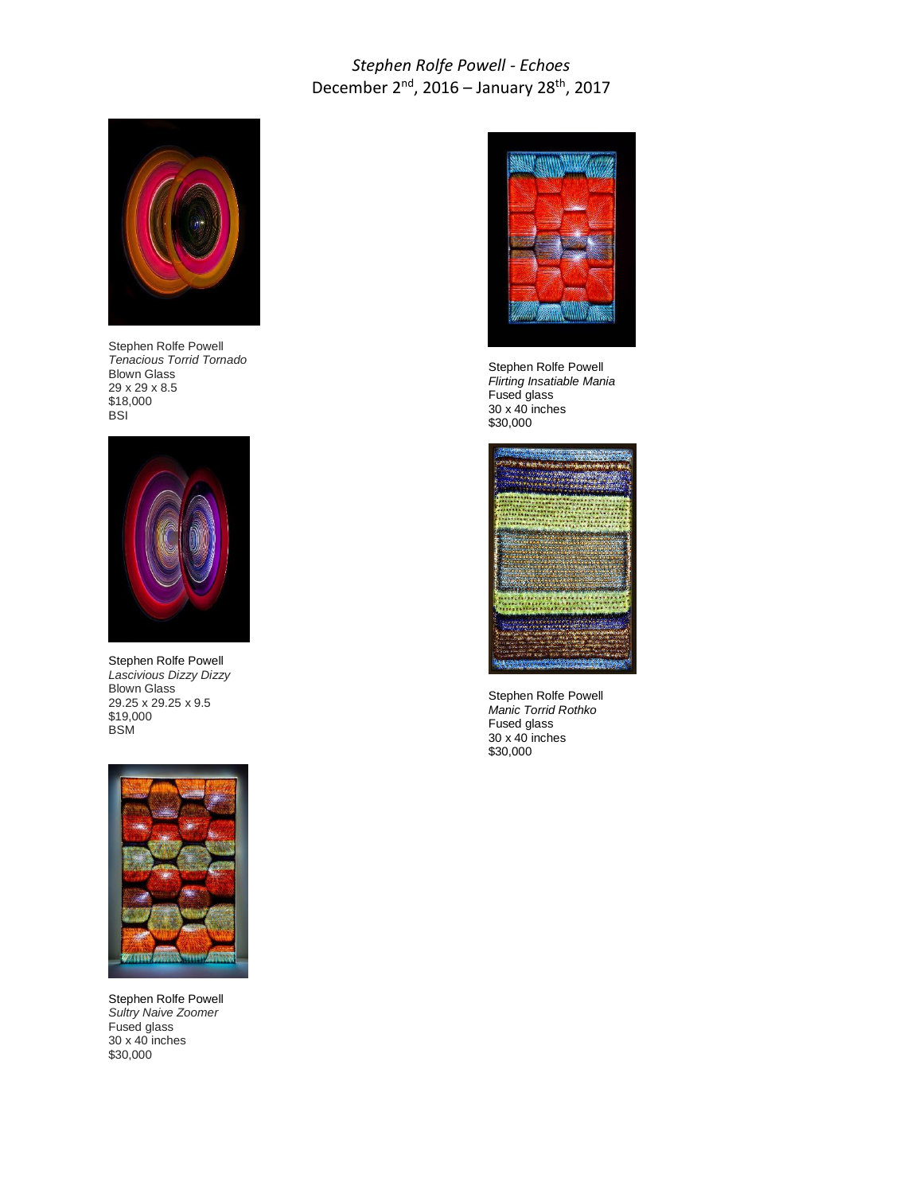*Stephen Rolfe Powell - Echoes*
December 2nd, 2016 – January 28th, 2017

Stephen Rolfe Powell
*Tenacious Torrid Tornado*
Blown Glass
29 x 29 x 8.5
$18,000
BSI

Stephen Rolfe Powell
*Lascivious Dizzy Dizzy*
Blown Glass
29.25 x 29.25 x 9.5
$19,000
BSM

Stephen Rolfe Powell
*Sultry Naive Zoomer*
Fused glass
30 x 40 inches
$30,000

Stephen Rolfe Powell
*Flirting Insatiable Mania*
Fused glass
30 x 40 inches
$30,000

Stephen Rolfe Powell
*Manic Torrid Rothko*
Fused glass
30 x 40 inches
$30,000